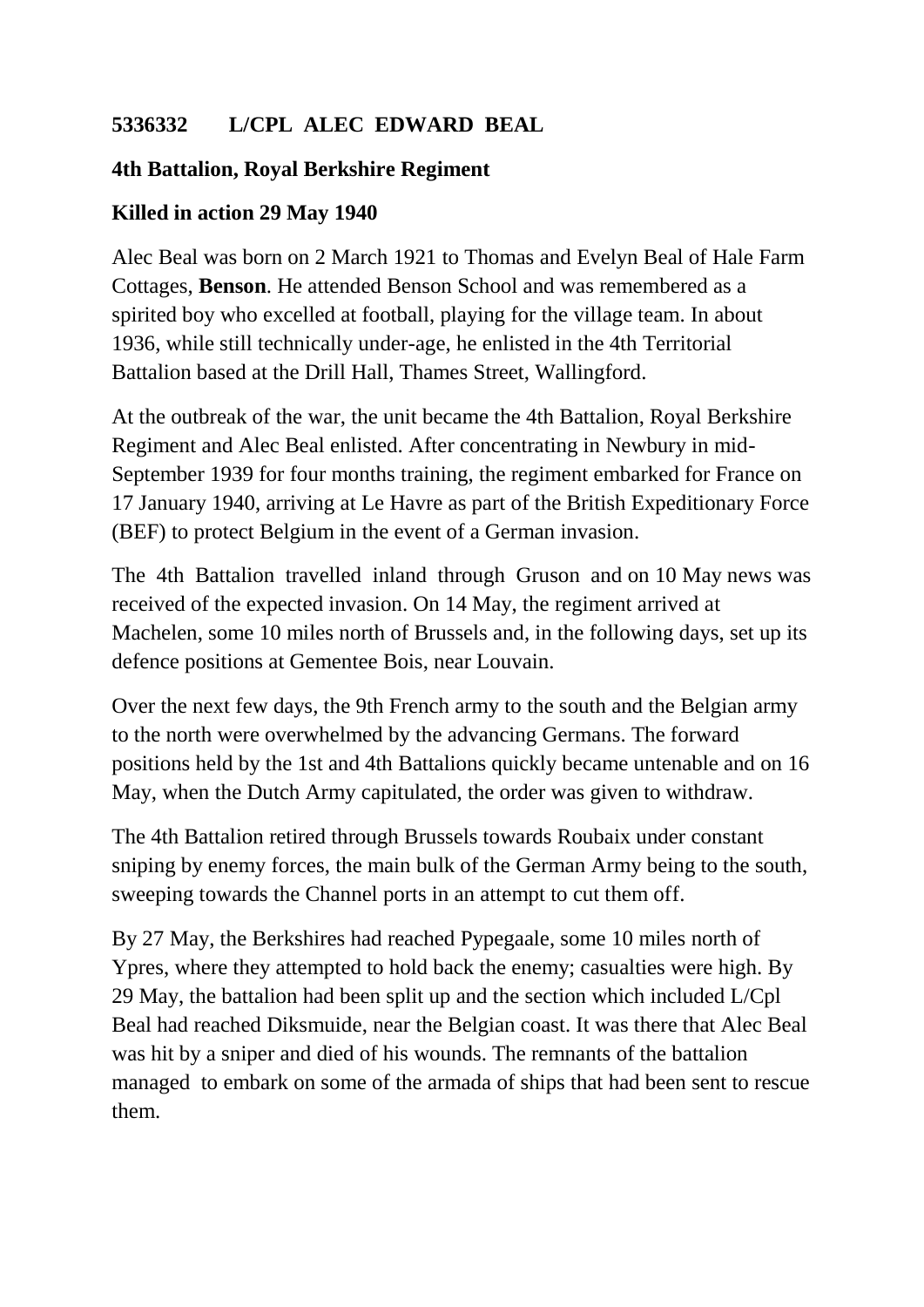**5336332 L/CPL ALEC EDWARD BEAL**

**4th Battalion, Royal Berkshire Regiment**

**Killed in action 29 May 1940**

Alec Beal was born on 2 March 1921 to Thomas and Evelyn Beal of Hale Farm Cottages, **Benson**. He attended Benson School and was remembered as a spirited boy who excelled at football, playing for the village team. In about 1936, while still technically under-age, he enlisted in the 4th Territorial Battalion based at the Drill Hall, Thames Street, Wallingford.

At the outbreak of the war, the unit became the 4th Battalion, Royal Berkshire Regiment and Alec Beal enlisted. After concentrating in Newbury in mid-September 1939 for four months training, the regiment embarked for France on 17 January 1940, arriving at Le Havre as part of the British Expeditionary Force (BEF) to protect Belgium in the event of a German invasion.

The 4th Battalion travelled inland through Gruson and on 10 May news was received of the expected invasion. On 14 May, the regiment arrived at Machelen, some 10 miles north of Brussels and, in the following days, set up its defence positions at Gementee Bois, near Louvain.

Over the next few days, the 9th French army to the south and the Belgian army to the north were overwhelmed by the advancing Germans. The forward positions held by the 1st and 4th Battalions quickly became untenable and on 16 May, when the Dutch Army capitulated, the order was given to withdraw.

The 4th Battalion retired through Brussels towards Roubaix under constant sniping by enemy forces, the main bulk of the German Army being to the south, sweeping towards the Channel ports in an attempt to cut them off.

By 27 May, the Berkshires had reached Pypegaale, some 10 miles north of Ypres, where they attempted to hold back the enemy; casualties were high. By 29 May, the battalion had been split up and the section which included L/Cpl Beal had reached Diksmuide, near the Belgian coast. It was there that Alec Beal was hit by a sniper and died of his wounds. The remnants of the battalion managed to embark on some of the armada of ships that had been sent to rescue them.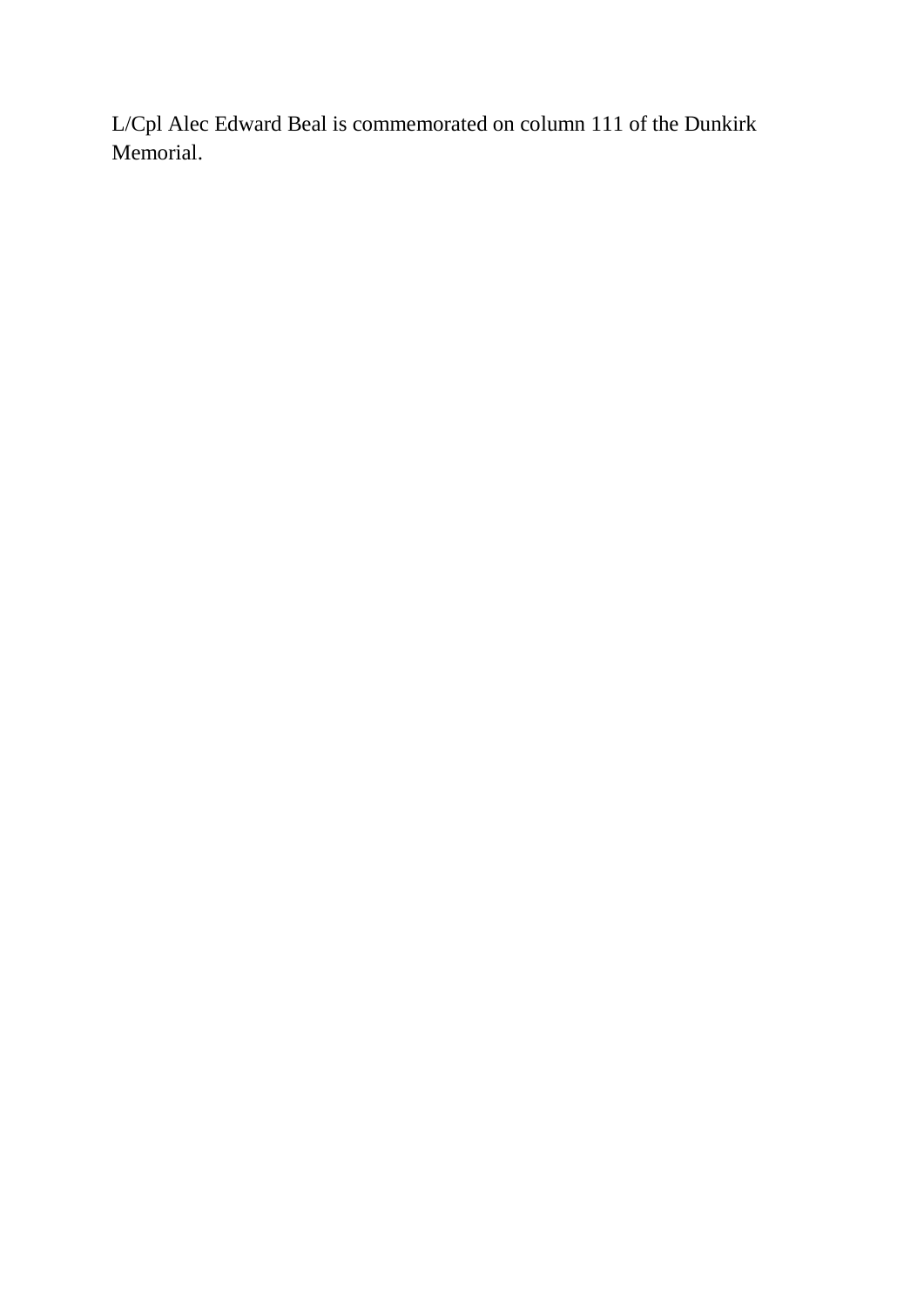L/Cpl Alec Edward Beal is commemorated on column 111 of the Dunkirk Memorial.